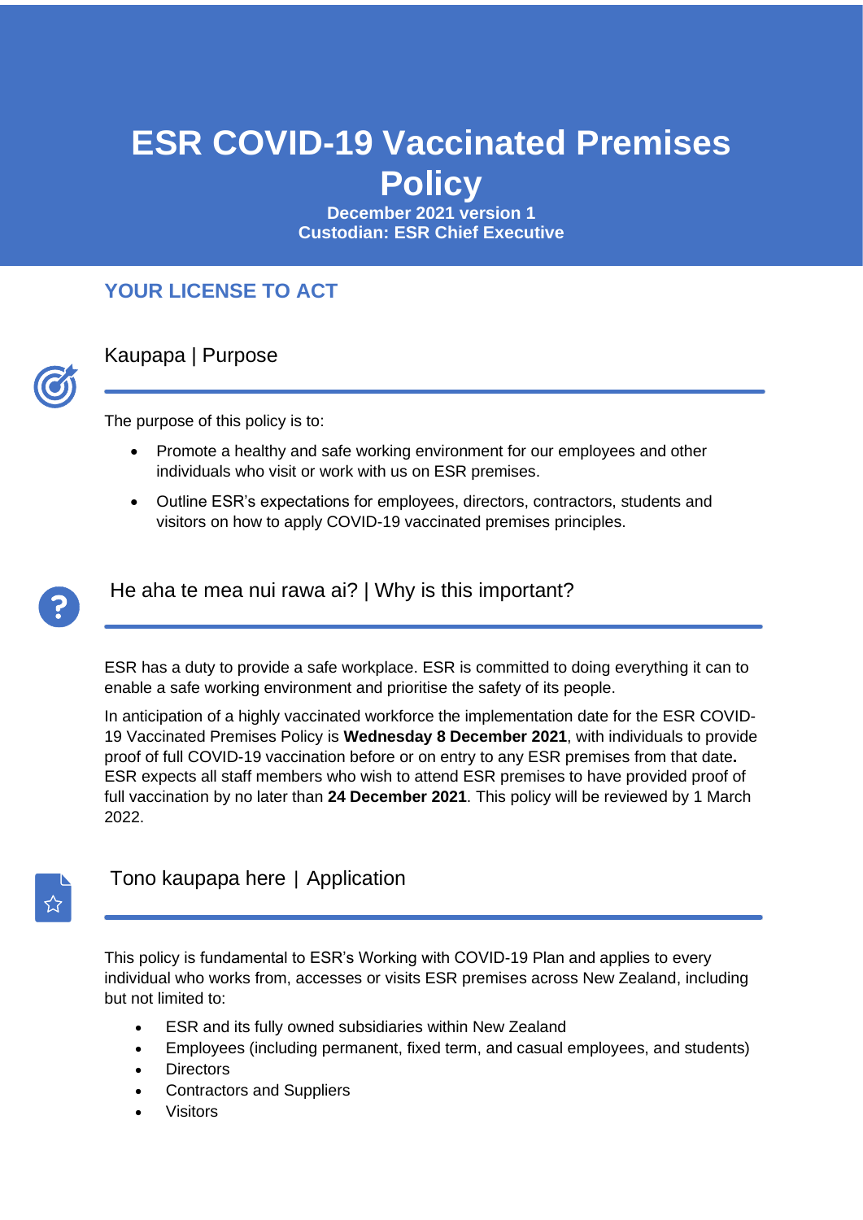# ESR COVID-19 Vaccinated Premises Policy

**December 2021 version 1**
**Custodian: ESR Chief Executive**

## YOUR LICENSE TO ACT

### Kaupapa | Purpose

The purpose of this policy is to:

- Promote a healthy and safe working environment for our employees and other individuals who visit or work with us on ESR premises.
- Outline ESR's expectations for employees, directors, contractors, students and visitors on how to apply COVID-19 vaccinated premises principles.

### He aha te mea nui rawa ai? | Why is this important?

ESR has a duty to provide a safe workplace. ESR is committed to doing everything it can to enable a safe working environment and prioritise the safety of its people.

In anticipation of a highly vaccinated workforce the implementation date for the ESR COVID-19 Vaccinated Premises Policy is **Wednesday 8 December 2021**, with individuals to provide proof of full COVID-19 vaccination before or on entry to any ESR premises from that date**.** ESR expects all staff members who wish to attend ESR premises to have provided proof of full vaccination by no later than **24 December 2021**. This policy will be reviewed by 1 March 2022.

### Tono kaupapa here | Application

This policy is fundamental to ESR's Working with COVID-19 Plan and applies to every individual who works from, accesses or visits ESR premises across New Zealand, including but not limited to:

- ESR and its fully owned subsidiaries within New Zealand
- Employees (including permanent, fixed term, and casual employees, and students)
- Directors
- Contractors and Suppliers
- Visitors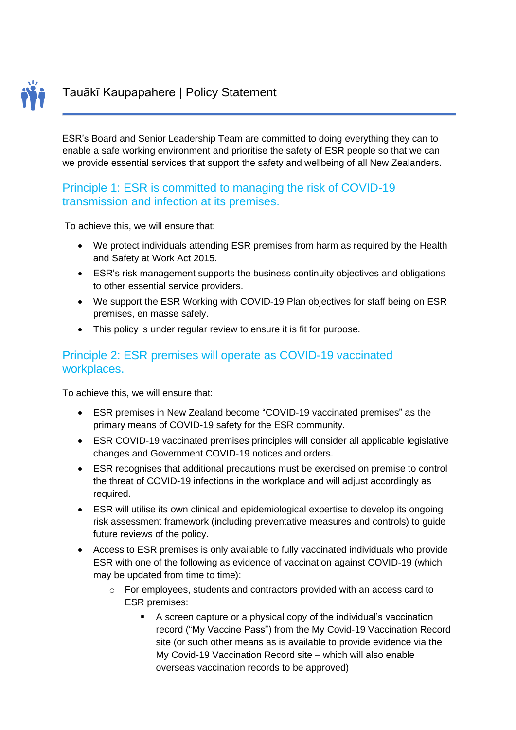# Tauākī Kaupapahere | Policy Statement

ESR's Board and Senior Leadership Team are committed to doing everything they can to enable a safe working environment and prioritise the safety of ESR people so that we can we provide essential services that support the safety and wellbeing of all New Zealanders.

## Principle 1: ESR is committed to managing the risk of COVID-19 transmission and infection at its premises.

To achieve this, we will ensure that:

- We protect individuals attending ESR premises from harm as required by the Health and Safety at Work Act 2015.
- ESR's risk management supports the business continuity objectives and obligations to other essential service providers.
- We support the ESR Working with COVID-19 Plan objectives for staff being on ESR premises, en masse safely.
- This policy is under regular review to ensure it is fit for purpose.

## Principle 2: ESR premises will operate as COVID-19 vaccinated workplaces.

To achieve this, we will ensure that:

- ESR premises in New Zealand become "COVID-19 vaccinated premises" as the primary means of COVID-19 safety for the ESR community.
- ESR COVID-19 vaccinated premises principles will consider all applicable legislative changes and Government COVID-19 notices and orders.
- ESR recognises that additional precautions must be exercised on premise to control the threat of COVID-19 infections in the workplace and will adjust accordingly as required.
- ESR will utilise its own clinical and epidemiological expertise to develop its ongoing risk assessment framework (including preventative measures and controls) to guide future reviews of the policy.
- Access to ESR premises is only available to fully vaccinated individuals who provide ESR with one of the following as evidence of vaccination against COVID-19 (which may be updated from time to time):
    - For employees, students and contractors provided with an access card to ESR premises:
        - A screen capture or a physical copy of the individual's vaccination record ("My Vaccine Pass") from the My Covid-19 Vaccination Record site (or such other means as is available to provide evidence via the My Covid-19 Vaccination Record site – which will also enable overseas vaccination records to be approved)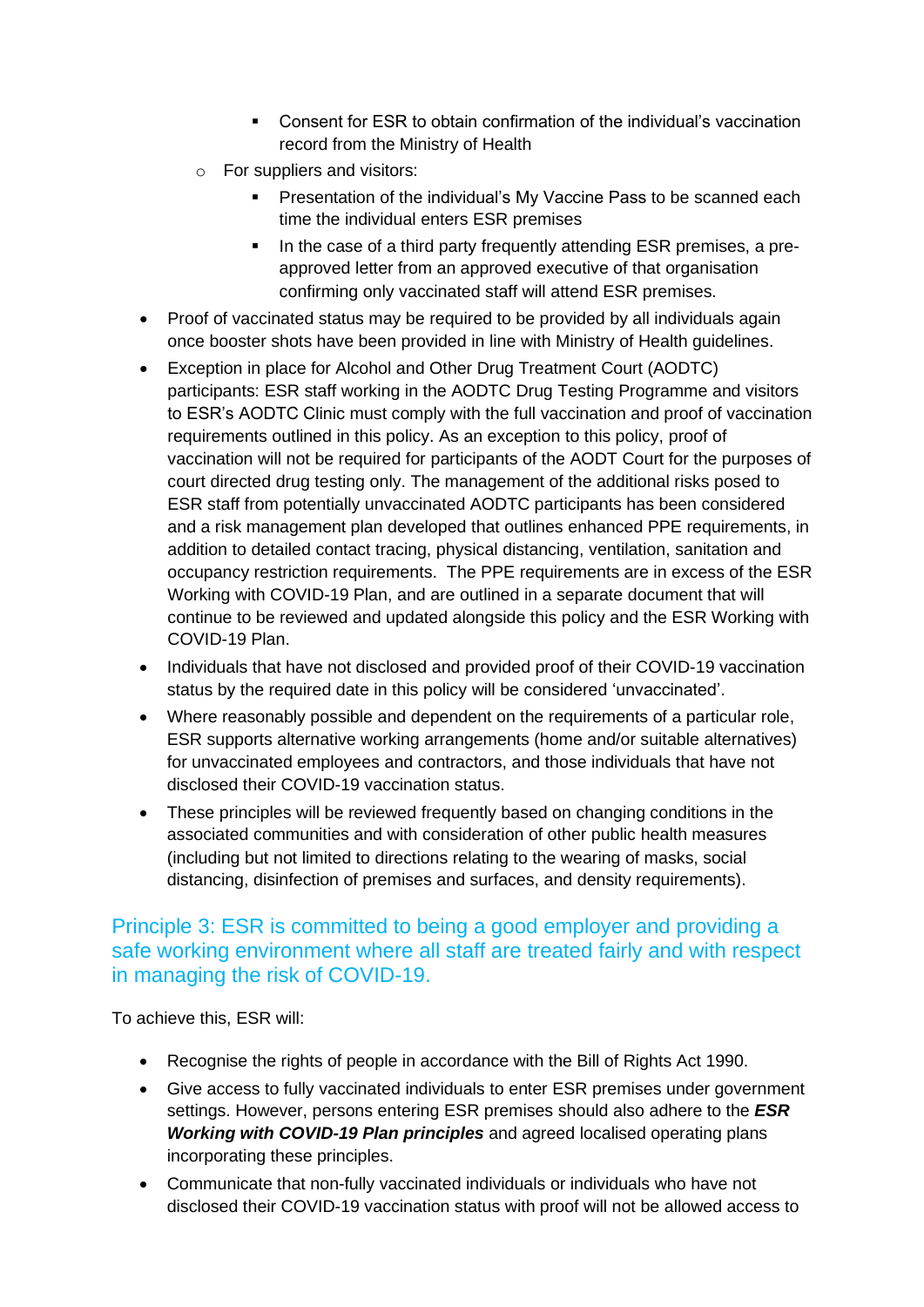- Consent for ESR to obtain confirmation of the individual's vaccination record from the Ministry of Health
    - For suppliers and visitors:
        - Presentation of the individual's My Vaccine Pass to be scanned each time the individual enters ESR premises
        - In the case of a third party frequently attending ESR premises, a pre-approved letter from an approved executive of that organisation confirming only vaccinated staff will attend ESR premises.
- Proof of vaccinated status may be required to be provided by all individuals again once booster shots have been provided in line with Ministry of Health guidelines.
- Exception in place for Alcohol and Other Drug Treatment Court (AODTC) participants: ESR staff working in the AODTC Drug Testing Programme and visitors to ESR's AODTC Clinic must comply with the full vaccination and proof of vaccination requirements outlined in this policy. As an exception to this policy, proof of vaccination will not be required for participants of the AODT Court for the purposes of court directed drug testing only. The management of the additional risks posed to ESR staff from potentially unvaccinated AODTC participants has been considered and a risk management plan developed that outlines enhanced PPE requirements, in addition to detailed contact tracing, physical distancing, ventilation, sanitation and occupancy restriction requirements. The PPE requirements are in excess of the ESR Working with COVID-19 Plan, and are outlined in a separate document that will continue to be reviewed and updated alongside this policy and the ESR Working with COVID-19 Plan.
- Individuals that have not disclosed and provided proof of their COVID-19 vaccination status by the required date in this policy will be considered 'unvaccinated'.
- Where reasonably possible and dependent on the requirements of a particular role, ESR supports alternative working arrangements (home and/or suitable alternatives) for unvaccinated employees and contractors, and those individuals that have not disclosed their COVID-19 vaccination status.
- These principles will be reviewed frequently based on changing conditions in the associated communities and with consideration of other public health measures (including but not limited to directions relating to the wearing of masks, social distancing, disinfection of premises and surfaces, and density requirements).

## Principle 3: ESR is committed to being a good employer and providing a safe working environment where all staff are treated fairly and with respect in managing the risk of COVID-19.

To achieve this, ESR will:

- Recognise the rights of people in accordance with the Bill of Rights Act 1990.
- Give access to fully vaccinated individuals to enter ESR premises under government settings. However, persons entering ESR premises should also adhere to the ***ESR Working with COVID-19 Plan principles*** and agreed localised operating plans incorporating these principles.
- Communicate that non-fully vaccinated individuals or individuals who have not disclosed their COVID-19 vaccination status with proof will not be allowed access to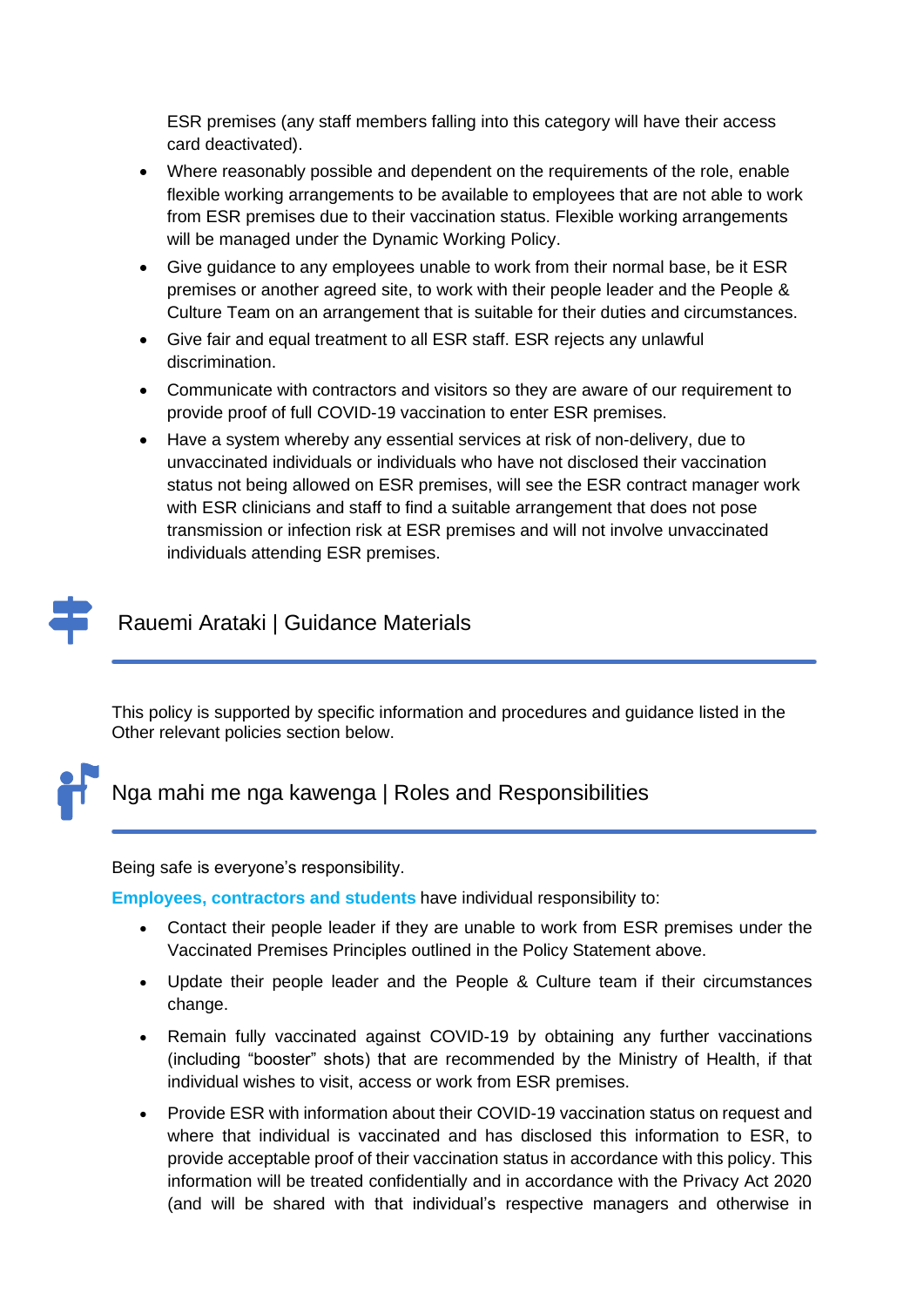ESR premises (any staff members falling into this category will have their access card deactivated).

- Where reasonably possible and dependent on the requirements of the role, enable flexible working arrangements to be available to employees that are not able to work from ESR premises due to their vaccination status. Flexible working arrangements will be managed under the Dynamic Working Policy.
- Give guidance to any employees unable to work from their normal base, be it ESR premises or another agreed site, to work with their people leader and the People & Culture Team on an arrangement that is suitable for their duties and circumstances.
- Give fair and equal treatment to all ESR staff. ESR rejects any unlawful discrimination.
- Communicate with contractors and visitors so they are aware of our requirement to provide proof of full COVID-19 vaccination to enter ESR premises.
- Have a system whereby any essential services at risk of non-delivery, due to unvaccinated individuals or individuals who have not disclosed their vaccination status not being allowed on ESR premises, will see the ESR contract manager work with ESR clinicians and staff to find a suitable arrangement that does not pose transmission or infection risk at ESR premises and will not involve unvaccinated individuals attending ESR premises.

## Rauemi Arataki | Guidance Materials

This policy is supported by specific information and procedures and guidance listed in the Other relevant policies section below.

## Nga mahi me nga kawenga | Roles and Responsibilities

Being safe is everyone's responsibility.

**Employees, contractors and students** have individual responsibility to:

- Contact their people leader if they are unable to work from ESR premises under the Vaccinated Premises Principles outlined in the Policy Statement above.
- Update their people leader and the People & Culture team if their circumstances change.
- Remain fully vaccinated against COVID-19 by obtaining any further vaccinations (including "booster" shots) that are recommended by the Ministry of Health, if that individual wishes to visit, access or work from ESR premises.
- Provide ESR with information about their COVID-19 vaccination status on request and where that individual is vaccinated and has disclosed this information to ESR, to provide acceptable proof of their vaccination status in accordance with this policy. This information will be treated confidentially and in accordance with the Privacy Act 2020 (and will be shared with that individual's respective managers and otherwise in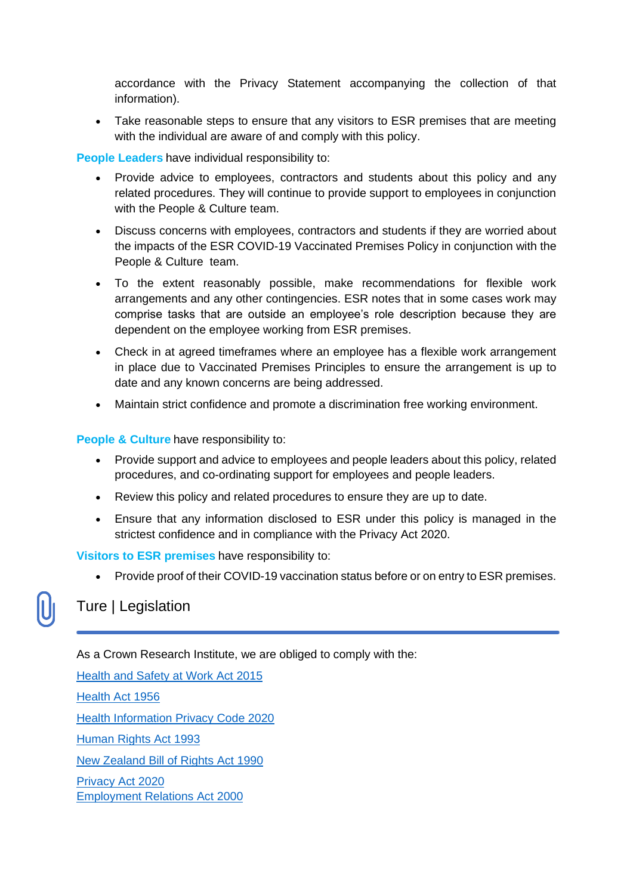accordance with the Privacy Statement accompanying the collection of that information).

- Take reasonable steps to ensure that any visitors to ESR premises that are meeting with the individual are aware of and comply with this policy.

**People Leaders** have individual responsibility to:

- Provide advice to employees, contractors and students about this policy and any related procedures. They will continue to provide support to employees in conjunction with the People & Culture team.
- Discuss concerns with employees, contractors and students if they are worried about the impacts of the ESR COVID-19 Vaccinated Premises Policy in conjunction with the People & Culture team.
- To the extent reasonably possible, make recommendations for flexible work arrangements and any other contingencies. ESR notes that in some cases work may comprise tasks that are outside an employee's role description because they are dependent on the employee working from ESR premises.
- Check in at agreed timeframes where an employee has a flexible work arrangement in place due to Vaccinated Premises Principles to ensure the arrangement is up to date and any known concerns are being addressed.
- Maintain strict confidence and promote a discrimination free working environment.

**People & Culture** have responsibility to:

- Provide support and advice to employees and people leaders about this policy, related procedures, and co-ordinating support for employees and people leaders.
- Review this policy and related procedures to ensure they are up to date.
- Ensure that any information disclosed to ESR under this policy is managed in the strictest confidence and in compliance with the Privacy Act 2020.

**Visitors to ESR premises** have responsibility to:

- Provide proof of their COVID-19 vaccination status before or on entry to ESR premises.

## Ture | Legislation

As a Crown Research Institute, we are obliged to comply with the:

Health and Safety at Work Act 2015

Health Act 1956

Health Information Privacy Code 2020

Human Rights Act 1993

New Zealand Bill of Rights Act 1990

Privacy Act 2020
Employment Relations Act 2000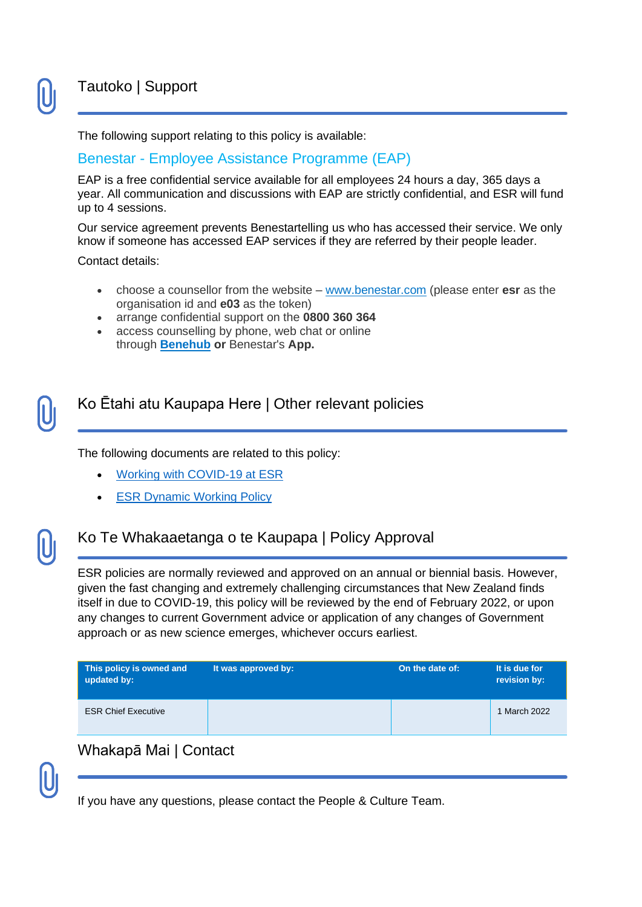## Tautoko | Support

The following support relating to this policy is available:

### Benestar - Employee Assistance Programme (EAP)

EAP is a free confidential service available for all employees 24 hours a day, 365 days a year. All communication and discussions with EAP are strictly confidential, and ESR will fund up to 4 sessions.

Our service agreement prevents Benestartelling us who has accessed their service. We only know if someone has accessed EAP services if they are referred by their people leader.

Contact details:

- choose a counsellor from the website – www.benestar.com (please enter **esr** as the organisation id and **e03** as the token)
- arrange confidential support on the **0800 360 364**
- access counselling by phone, web chat or online through **Benehub or** Benestar's **App.**

## Ko Ētahi atu Kaupapa Here | Other relevant policies

The following documents are related to this policy:

- Working with COVID-19 at ESR
- ESR Dynamic Working Policy

## Ko Te Whakaaetanga o te Kaupapa | Policy Approval

ESR policies are normally reviewed and approved on an annual or biennial basis. However, given the fast changing and extremely challenging circumstances that New Zealand finds itself in due to COVID-19, this policy will be reviewed by the end of February 2022, or upon any changes to current Government advice or application of any changes of Government approach or as new science emerges, whichever occurs earliest.

| This policy is owned and updated by: | It was approved by: | On the date of: | It is due for revision by: |
| --- | --- | --- | --- |
| ESR Chief Executive | | | 1 March 2022 |

## Whakapā Mai | Contact

If you have any questions, please contact the People & Culture Team.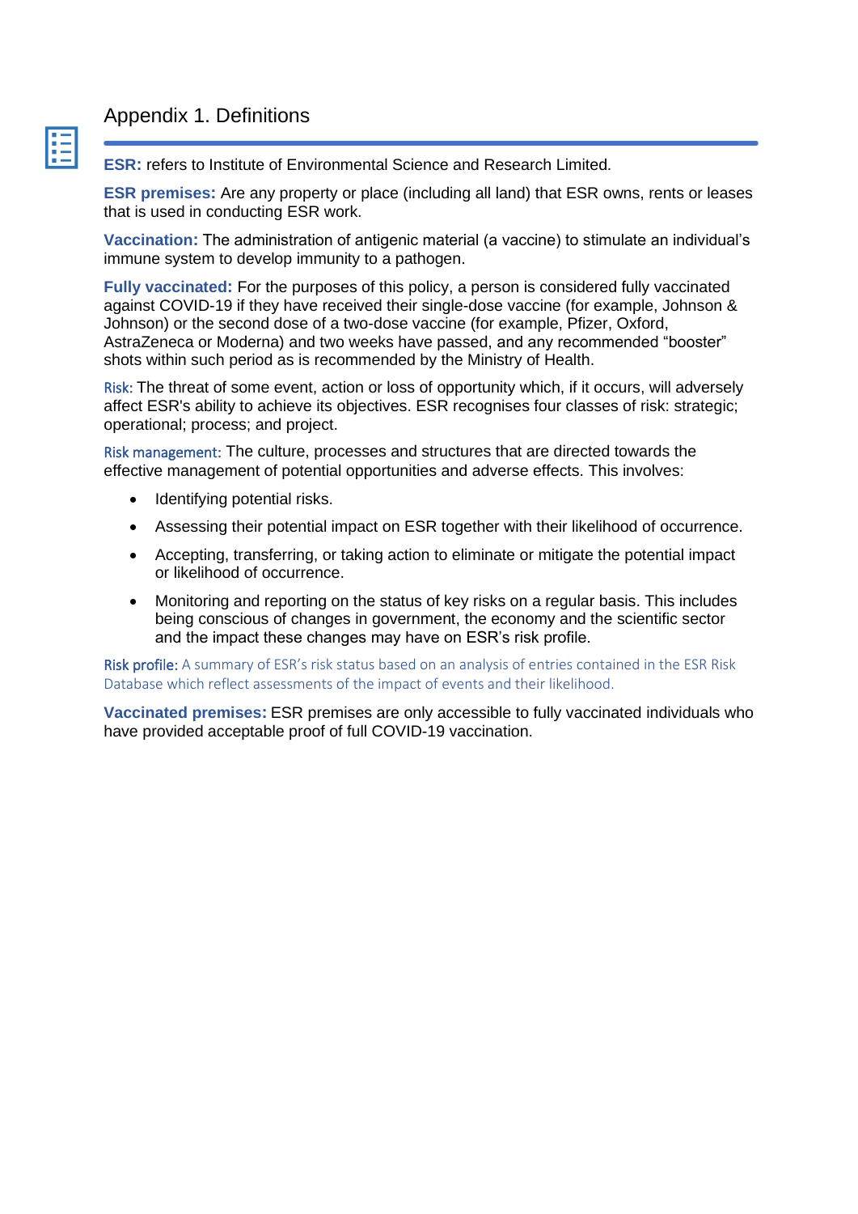## Appendix 1. Definitions

**ESR:** refers to Institute of Environmental Science and Research Limited.

**ESR premises:** Are any property or place (including all land) that ESR owns, rents or leases that is used in conducting ESR work.

**Vaccination:** The administration of antigenic material (a vaccine) to stimulate an individual's immune system to develop immunity to a pathogen.

**Fully vaccinated:** For the purposes of this policy, a person is considered fully vaccinated against COVID-19 if they have received their single-dose vaccine (for example, Johnson & Johnson) or the second dose of a two-dose vaccine (for example, Pfizer, Oxford, AstraZeneca or Moderna) and two weeks have passed, and any recommended "booster" shots within such period as is recommended by the Ministry of Health.

Risk: The threat of some event, action or loss of opportunity which, if it occurs, will adversely affect ESR's ability to achieve its objectives. ESR recognises four classes of risk: strategic; operational; process; and project.

Risk management: The culture, processes and structures that are directed towards the effective management of potential opportunities and adverse effects. This involves:

- Identifying potential risks.
- Assessing their potential impact on ESR together with their likelihood of occurrence.
- Accepting, transferring, or taking action to eliminate or mitigate the potential impact or likelihood of occurrence.
- Monitoring and reporting on the status of key risks on a regular basis. This includes being conscious of changes in government, the economy and the scientific sector and the impact these changes may have on ESR's risk profile.

Risk profile: A summary of ESR's risk status based on an analysis of entries contained in the ESR Risk Database which reflect assessments of the impact of events and their likelihood.

**Vaccinated premises:** ESR premises are only accessible to fully vaccinated individuals who have provided acceptable proof of full COVID-19 vaccination.